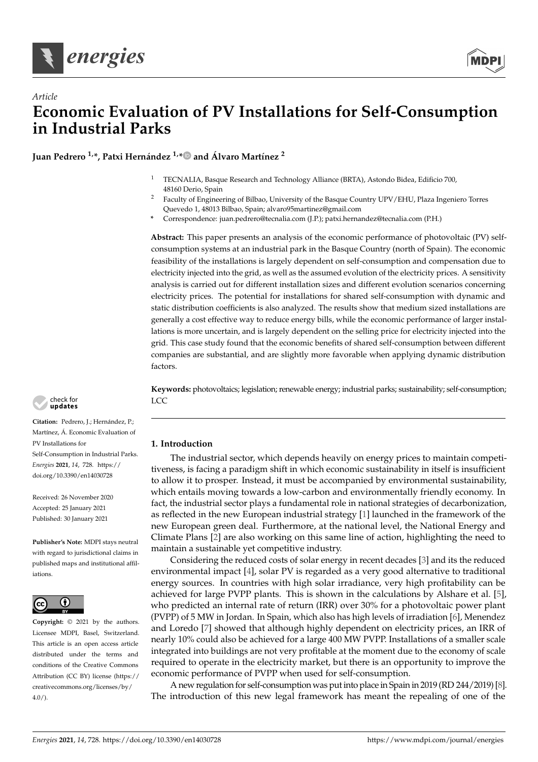*Article*

# Economic Evaluation of PV Installations for Self-Consumption in Industrial Parks

**Juan Pedrero [1,*], Patxi Hernández [1,*] and Álvaro Martínez [2]**

[1] TECNALIA, Basque Research and Technology Alliance (BRTA), Astondo Bidea, Edificio 700, 48160 Derio, Spain

[2] Faculty of Engineering of Bilbao, University of the Basque Country UPV/EHU, Plaza Ingeniero Torres Quevedo 1, 48013 Bilbao, Spain; alvaro95martinez@gmail.com

\* Correspondence: juan.pedrero@tecnalia.com (J.P.); patxi.hernandez@tecnalia.com (P.H.)

**Abstract:** This paper presents an analysis of the economic performance of photovoltaic (PV) self-consumption systems at an industrial park in the Basque Country (north of Spain). The economic feasibility of the installations is largely dependent on self-consumption and compensation due to electricity injected into the grid, as well as the assumed evolution of the electricity prices. A sensitivity analysis is carried out for different installation sizes and different evolution scenarios concerning electricity prices. The potential for installations for shared self-consumption with dynamic and static distribution coefficients is also analyzed. The results show that medium sized installations are generally a cost effective way to reduce energy bills, while the economic performance of larger installations is more uncertain, and is largely dependent on the selling price for electricity injected into the grid. This case study found that the economic benefits of shared self-consumption between different companies are substantial, and are slightly more favorable when applying dynamic distribution factors.

**Keywords:** photovoltaics; legislation; renewable energy; industrial parks; sustainability; self-consumption; LCC

**Citation:** Pedrero, J.; Hernández, P.; Martínez, Á. Economic Evaluation of PV Installations for Self-Consumption in Industrial Parks. *Energies* **2021**, *14*, 728. https://doi.org/10.3390/en14030728

Received: 26 November 2020
Accepted: 25 January 2021
Published: 30 January 2021

**Publisher's Note:** MDPI stays neutral with regard to jurisdictional claims in published maps and institutional affiliations.

**Copyright:** © 2021 by the authors. Licensee MDPI, Basel, Switzerland. This article is an open access article distributed under the terms and conditions of the Creative Commons Attribution (CC BY) license (https://creativecommons.org/licenses/by/4.0/).

## 1. Introduction

The industrial sector, which depends heavily on energy prices to maintain competitiveness, is facing a paradigm shift in which economic sustainability in itself is insufficient to allow it to prosper. Instead, it must be accompanied by environmental sustainability, which entails moving towards a low-carbon and environmentally friendly economy. In fact, the industrial sector plays a fundamental role in national strategies of decarbonization, as reflected in the new European industrial strategy [1] launched in the framework of the new European green deal. Furthermore, at the national level, the National Energy and Climate Plans [2] are also working on this same line of action, highlighting the need to maintain a sustainable yet competitive industry.

Considering the reduced costs of solar energy in recent decades [3] and its the reduced environmental impact [4], solar PV is regarded as a very good alternative to traditional energy sources. In countries with high solar irradiance, very high profitability can be achieved for large PVPP plants. This is shown in the calculations by Alshare et al. [5], who predicted an internal rate of return (IRR) over 30% for a photovoltaic power plant (PVPP) of 5 MW in Jordan. In Spain, which also has high levels of irradiation [6], Menendez and Loredo [7] showed that although highly dependent on electricity prices, an IRR of nearly 10% could also be achieved for a large 400 MW PVPP. Installations of a smaller scale integrated into buildings are not very profitable at the moment due to the economy of scale required to operate in the electricity market, but there is an opportunity to improve the economic performance of PVPP when used for self-consumption.

A new regulation for self-consumption was put into place in Spain in 2019 (RD 244/2019) [8]. The introduction of this new legal framework has meant the repealing of one of the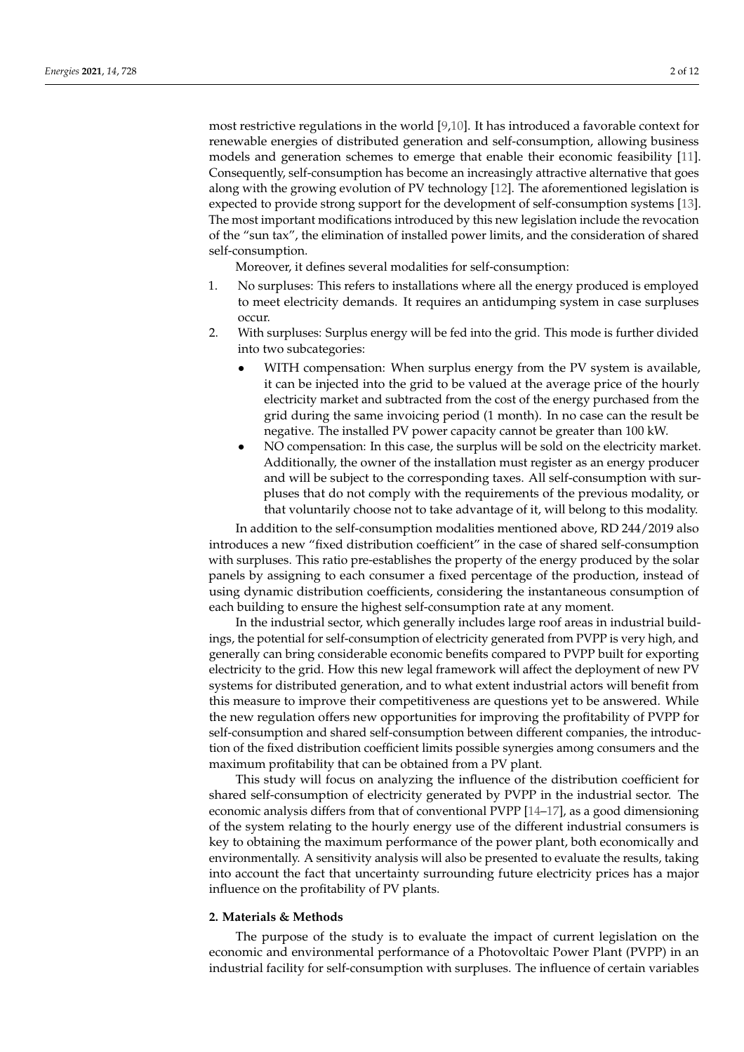most restrictive regulations in the world [9,10]. It has introduced a favorable context for renewable energies of distributed generation and self-consumption, allowing business models and generation schemes to emerge that enable their economic feasibility [11]. Consequently, self-consumption has become an increasingly attractive alternative that goes along with the growing evolution of PV technology [12]. The aforementioned legislation is expected to provide strong support for the development of self-consumption systems [13]. The most important modifications introduced by this new legislation include the revocation of the "sun tax", the elimination of installed power limits, and the consideration of shared self-consumption.

Moreover, it defines several modalities for self-consumption:

1. No surpluses: This refers to installations where all the energy produced is employed to meet electricity demands. It requires an antidumping system in case surpluses occur.
2. With surpluses: Surplus energy will be fed into the grid. This mode is further divided into two subcategories:
    - WITH compensation: When surplus energy from the PV system is available, it can be injected into the grid to be valued at the average price of the hourly electricity market and subtracted from the cost of the energy purchased from the grid during the same invoicing period (1 month). In no case can the result be negative. The installed PV power capacity cannot be greater than 100 kW.
    - NO compensation: In this case, the surplus will be sold on the electricity market. Additionally, the owner of the installation must register as an energy producer and will be subject to the corresponding taxes. All self-consumption with surpluses that do not comply with the requirements of the previous modality, or that voluntarily choose not to take advantage of it, will belong to this modality.

In addition to the self-consumption modalities mentioned above, RD 244/2019 also introduces a new "fixed distribution coefficient" in the case of shared self-consumption with surpluses. This ratio pre-establishes the property of the energy produced by the solar panels by assigning to each consumer a fixed percentage of the production, instead of using dynamic distribution coefficients, considering the instantaneous consumption of each building to ensure the highest self-consumption rate at any moment.

In the industrial sector, which generally includes large roof areas in industrial buildings, the potential for self-consumption of electricity generated from PVPP is very high, and generally can bring considerable economic benefits compared to PVPP built for exporting electricity to the grid. How this new legal framework will affect the deployment of new PV systems for distributed generation, and to what extent industrial actors will benefit from this measure to improve their competitiveness are questions yet to be answered. While the new regulation offers new opportunities for improving the profitability of PVPP for self-consumption and shared self-consumption between different companies, the introduction of the fixed distribution coefficient limits possible synergies among consumers and the maximum profitability that can be obtained from a PV plant.

This study will focus on analyzing the influence of the distribution coefficient for shared self-consumption of electricity generated by PVPP in the industrial sector. The economic analysis differs from that of conventional PVPP [14–17], as a good dimensioning of the system relating to the hourly energy use of the different industrial consumers is key to obtaining the maximum performance of the power plant, both economically and environmentally. A sensitivity analysis will also be presented to evaluate the results, taking into account the fact that uncertainty surrounding future electricity prices has a major influence on the profitability of PV plants.

## 2. Materials & Methods

The purpose of the study is to evaluate the impact of current legislation on the economic and environmental performance of a Photovoltaic Power Plant (PVPP) in an industrial facility for self-consumption with surpluses. The influence of certain variables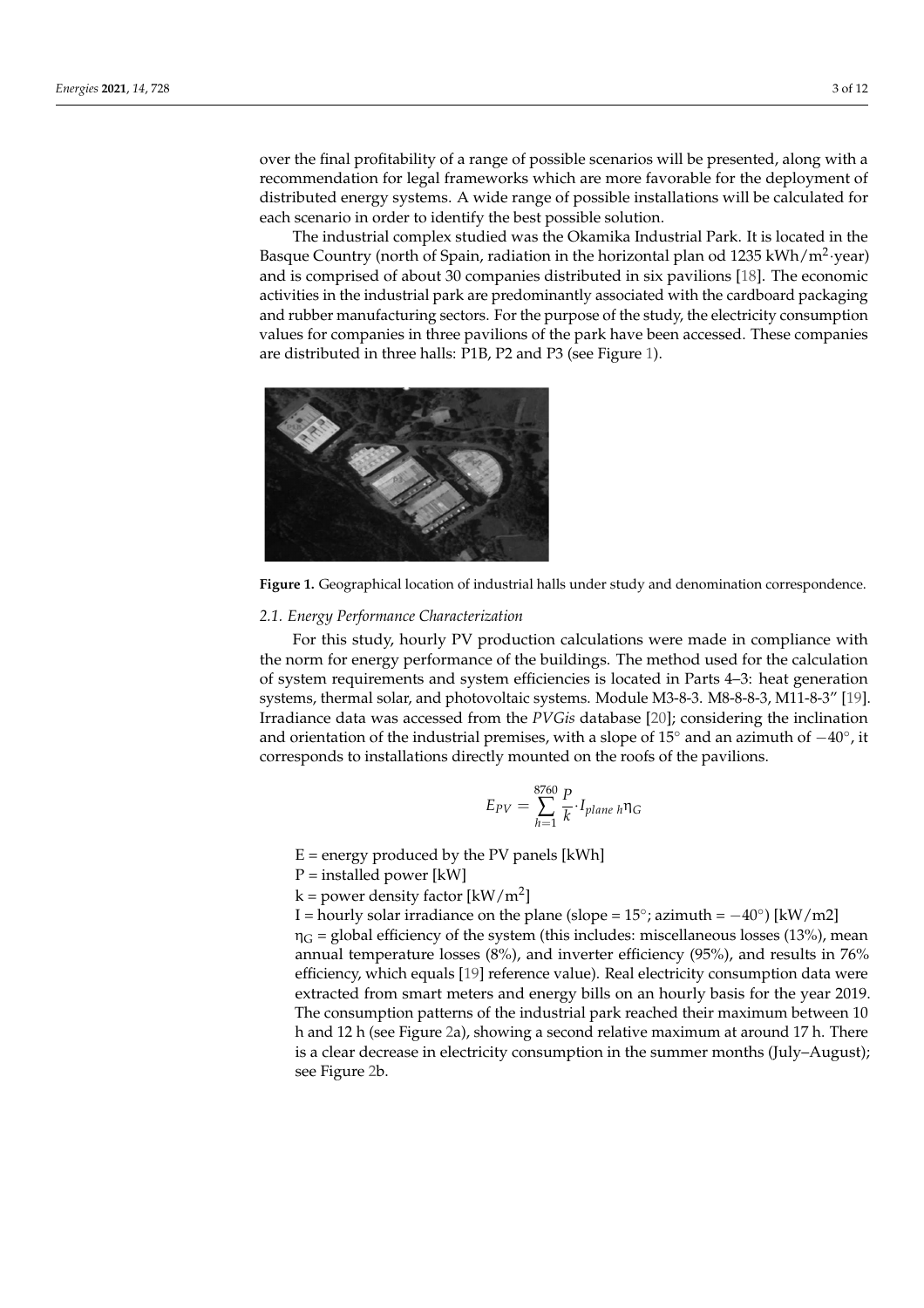over the final profitability of a range of possible scenarios will be presented, along with a recommendation for legal frameworks which are more favorable for the deployment of distributed energy systems. A wide range of possible installations will be calculated for each scenario in order to identify the best possible solution.

The industrial complex studied was the Okamika Industrial Park. It is located in the Basque Country (north of Spain, radiation in the horizontal plan od 1235 kWh/$m^2$·year) and is comprised of about 30 companies distributed in six pavilions [18]. The economic activities in the industrial park are predominantly associated with the cardboard packaging and rubber manufacturing sectors. For the purpose of the study, the electricity consumption values for companies in three pavilions of the park have been accessed. These companies are distributed in three halls: P1B, P2 and P3 (see Figure 1).

**Figure 1.** Geographical location of industrial halls under study and denomination correspondence.

### 2.1. Energy Performance Characterization

For this study, hourly PV production calculations were made in compliance with the norm for energy performance of the buildings. The method used for the calculation of system requirements and system efficiencies is located in Parts 4–3: heat generation systems, thermal solar, and photovoltaic systems. Module M3-8-3. M8-8-8-3, M11-8-3" [19]. Irradiance data was accessed from the *PVGis* database [20]; considering the inclination and orientation of the industrial premises, with a slope of 15° and an azimuth of −40°, it corresponds to installations directly mounted on the roofs of the pavilions.

$$E_{PV} = \sum_{h=1}^{8760} \frac{P}{k} \cdot I_{plane\ h} \eta_G$$

E = energy produced by the PV panels [kWh]

P = installed power [kW]

k = power density factor [kW/$m^2$]

I = hourly solar irradiance on the plane (slope = 15°; azimuth = −40°) [kW/m2]

$\eta_G$ = global efficiency of the system (this includes: miscellaneous losses (13%), mean annual temperature losses (8%), and inverter efficiency (95%), and results in 76% efficiency, which equals [19] reference value). Real electricity consumption data were extracted from smart meters and energy bills on an hourly basis for the year 2019. The consumption patterns of the industrial park reached their maximum between 10 h and 12 h (see Figure 2a), showing a second relative maximum at around 17 h. There is a clear decrease in electricity consumption in the summer months (July–August); see Figure 2b.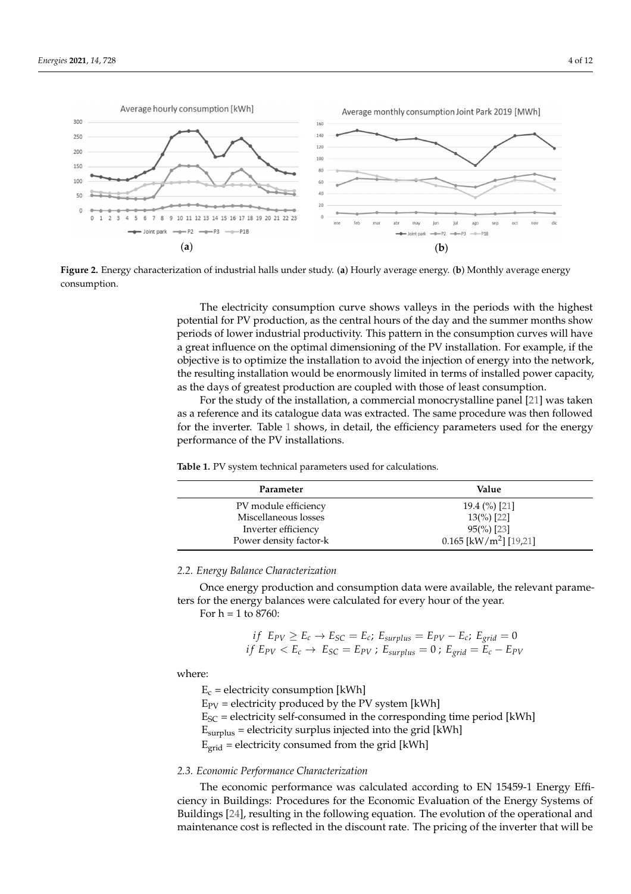Figure 2. Energy characterization of industrial halls under study. (a) Hourly average energy. (b) Monthly average energy consumption.

The electricity consumption curve shows valleys in the periods with the highest potential for PV production, as the central hours of the day and the summer months show periods of lower industrial productivity. This pattern in the consumption curves will have a great influence on the optimal dimensioning of the PV installation. For example, if the objective is to optimize the installation to avoid the injection of energy into the network, the resulting installation would be enormously limited in terms of installed power capacity, as the days of greatest production are coupled with those of least consumption.

For the study of the installation, a commercial monocrystalline panel [21] was taken as a reference and its catalogue data was extracted. The same procedure was then followed for the inverter. Table 1 shows, in detail, the efficiency parameters used for the energy performance of the PV installations.

**Table 1.** PV system technical parameters used for calculations.

| Parameter | Value |
|---|---|
| PV module efficiency | 19.4 (%) [21] |
| Miscellaneous losses | 13(%) [22] |
| Inverter efficiency | 95(%) [23] |
| Power density factor-k | 0.165 [kW/m$^2$] [19,21] |

### *2.2. Energy Balance Characterization*

Once energy production and consumption data were available, the relevant parameters for the energy balances were calculated for every hour of the year.

For h = 1 to 8760:

$$if\ E_{PV} \geq E_c \rightarrow E_{SC} = E_c;\ E_{surplus} = E_{PV} - E_c;\ E_{grid} = 0$$
$$if\ E_{PV} < E_c \rightarrow\ E_{SC} = E_{PV}\ ;\ E_{surplus} = 0\ ;\ E_{grid} = E_c - E_{PV}$$

where:

$E_c$ = electricity consumption [kWh]
$E_{PV}$ = electricity produced by the PV system [kWh]
$E_{SC}$ = electricity self-consumed in the corresponding time period [kWh]
$E_{surplus}$ = electricity surplus injected into the grid [kWh]
$E_{grid}$ = electricity consumed from the grid [kWh]

### *2.3. Economic Performance Characterization*

The economic performance was calculated according to EN 15459-1 Energy Efficiency in Buildings: Procedures for the Economic Evaluation of the Energy Systems of Buildings [24], resulting in the following equation. The evolution of the operational and maintenance cost is reflected in the discount rate. The pricing of the inverter that will be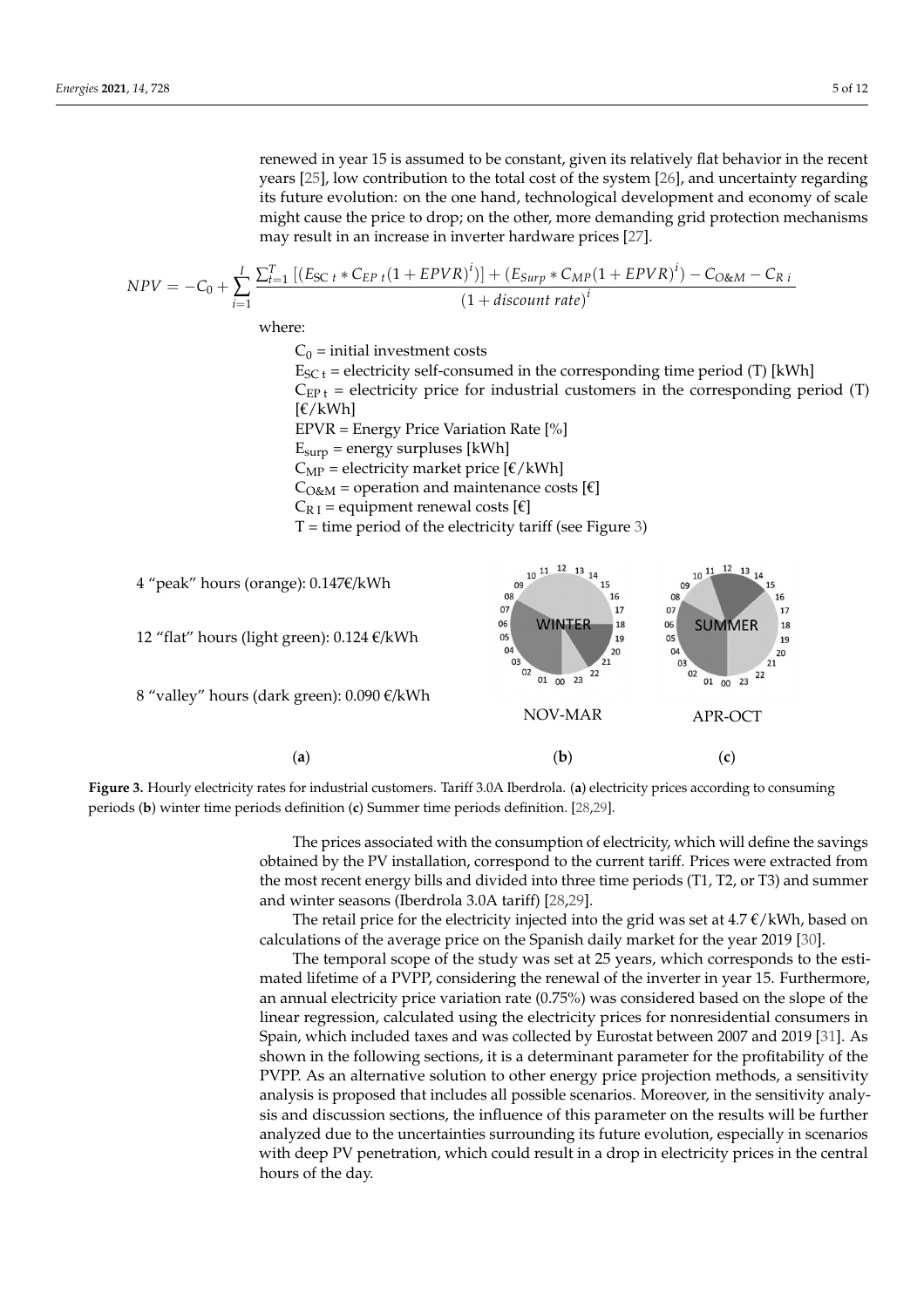renewed in year 15 is assumed to be constant, given its relatively flat behavior in the recent years [25], low contribution to the total cost of the system [26], and uncertainty regarding its future evolution: on the one hand, technological development and economy of scale might cause the price to drop; on the other, more demanding grid protection mechanisms may result in an increase in inverter hardware prices [27].

$$NPV = -C_0 + \sum_{i=1}^{I} \frac{\sum_{t=1}^{T} \left[ \left( E_{SC\ t} * C_{EP\ t} (1 + EPVR)^i \right) \right] + \left( E_{Surp} * C_{MP} (1 + EPVR)^i \right) - C_{O\&M} - C_{R\ i}}{(1 + discount\ rate)^i}$$

where:

$C_0$ = initial investment costs
$E_{SC\ t}$ = electricity self-consumed in the corresponding time period (T) [kWh]
$C_{EP\ t}$ = electricity price for industrial customers in the corresponding period (T) [€/kWh]
EPVR = Energy Price Variation Rate [%]
$E_{surp}$ = energy surpluses [kWh]
$C_{MP}$ = electricity market price [€/kWh]
$C_{O\&M}$ = operation and maintenance costs [€]
$C_{R\ I}$ = equipment renewal costs [€]
T = time period of the electricity tariff (see Figure 3)

4 "peak" hours (orange): 0.147€/kWh

12 "flat" hours (light green): 0.124 €/kWh

8 "valley" hours (dark green): 0.090 €/kWh

WINTER — NOV-MAR

SUMMER — APR-OCT

(a) (b) (c)

**Figure 3.** Hourly electricity rates for industrial customers. Tariff 3.0A Iberdrola. (**a**) electricity prices according to consuming periods (**b**) winter time periods definition (**c**) Summer time periods definition. [28,29].

The prices associated with the consumption of electricity, which will define the savings obtained by the PV installation, correspond to the current tariff. Prices were extracted from the most recent energy bills and divided into three time periods (T1, T2, or T3) and summer and winter seasons (Iberdrola 3.0A tariff) [28,29].

The retail price for the electricity injected into the grid was set at 4.7 €/kWh, based on calculations of the average price on the Spanish daily market for the year 2019 [30].

The temporal scope of the study was set at 25 years, which corresponds to the estimated lifetime of a PVPP, considering the renewal of the inverter in year 15. Furthermore, an annual electricity price variation rate (0.75%) was considered based on the slope of the linear regression, calculated using the electricity prices for nonresidential consumers in Spain, which included taxes and was collected by Eurostat between 2007 and 2019 [31]. As shown in the following sections, it is a determinant parameter for the profitability of the PVPP. As an alternative solution to other energy price projection methods, a sensitivity analysis is proposed that includes all possible scenarios. Moreover, in the sensitivity analysis and discussion sections, the influence of this parameter on the results will be further analyzed due to the uncertainties surrounding its future evolution, especially in scenarios with deep PV penetration, which could result in a drop in electricity prices in the central hours of the day.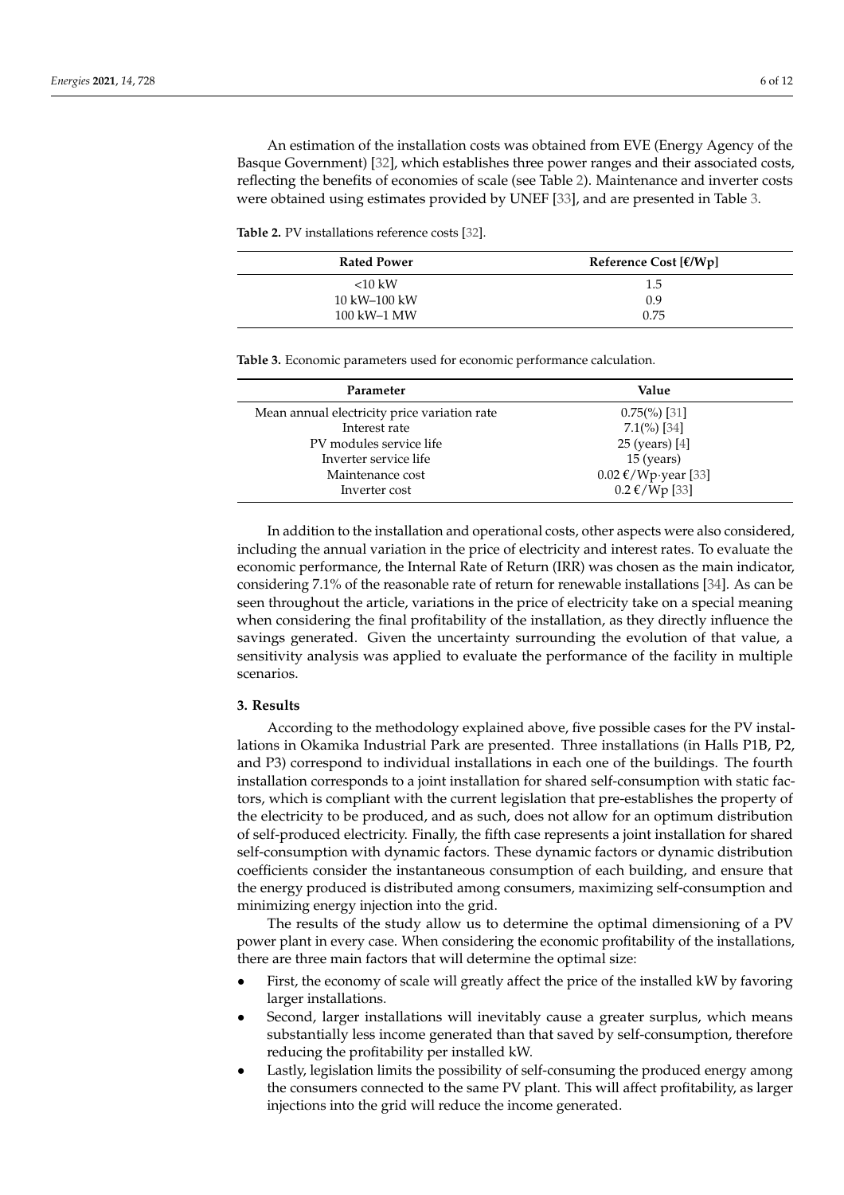An estimation of the installation costs was obtained from EVE (Energy Agency of the Basque Government) [32], which establishes three power ranges and their associated costs, reflecting the benefits of economies of scale (see Table 2). Maintenance and inverter costs were obtained using estimates provided by UNEF [33], and are presented in Table 3.

**Table 2.** PV installations reference costs [32].

| Rated Power | Reference Cost [€/Wp] |
| --- | --- |
| <10 kW | 1.5 |
| 10 kW–100 kW | 0.9 |
| 100 kW–1 MW | 0.75 |

**Table 3.** Economic parameters used for economic performance calculation.

| Parameter | Value |
| --- | --- |
| Mean annual electricity price variation rate | 0.75(%) [31] |
| Interest rate | 7.1(%) [34] |
| PV modules service life | 25 (years) [4] |
| Inverter service life | 15 (years) |
| Maintenance cost | 0.02 €/Wp·year [33] |
| Inverter cost | 0.2 €/Wp [33] |

In addition to the installation and operational costs, other aspects were also considered, including the annual variation in the price of electricity and interest rates. To evaluate the economic performance, the Internal Rate of Return (IRR) was chosen as the main indicator, considering 7.1% of the reasonable rate of return for renewable installations [34]. As can be seen throughout the article, variations in the price of electricity take on a special meaning when considering the final profitability of the installation, as they directly influence the savings generated. Given the uncertainty surrounding the evolution of that value, a sensitivity analysis was applied to evaluate the performance of the facility in multiple scenarios.

## 3. Results

According to the methodology explained above, five possible cases for the PV installations in Okamika Industrial Park are presented. Three installations (in Halls P1B, P2, and P3) correspond to individual installations in each one of the buildings. The fourth installation corresponds to a joint installation for shared self-consumption with static factors, which is compliant with the current legislation that pre-establishes the property of the electricity to be produced, and as such, does not allow for an optimum distribution of self-produced electricity. Finally, the fifth case represents a joint installation for shared self-consumption with dynamic factors. These dynamic factors or dynamic distribution coefficients consider the instantaneous consumption of each building, and ensure that the energy produced is distributed among consumers, maximizing self-consumption and minimizing energy injection into the grid.

The results of the study allow us to determine the optimal dimensioning of a PV power plant in every case. When considering the economic profitability of the installations, there are three main factors that will determine the optimal size:

- First, the economy of scale will greatly affect the price of the installed kW by favoring larger installations.
- Second, larger installations will inevitably cause a greater surplus, which means substantially less income generated than that saved by self-consumption, therefore reducing the profitability per installed kW.
- Lastly, legislation limits the possibility of self-consuming the produced energy among the consumers connected to the same PV plant. This will affect profitability, as larger injections into the grid will reduce the income generated.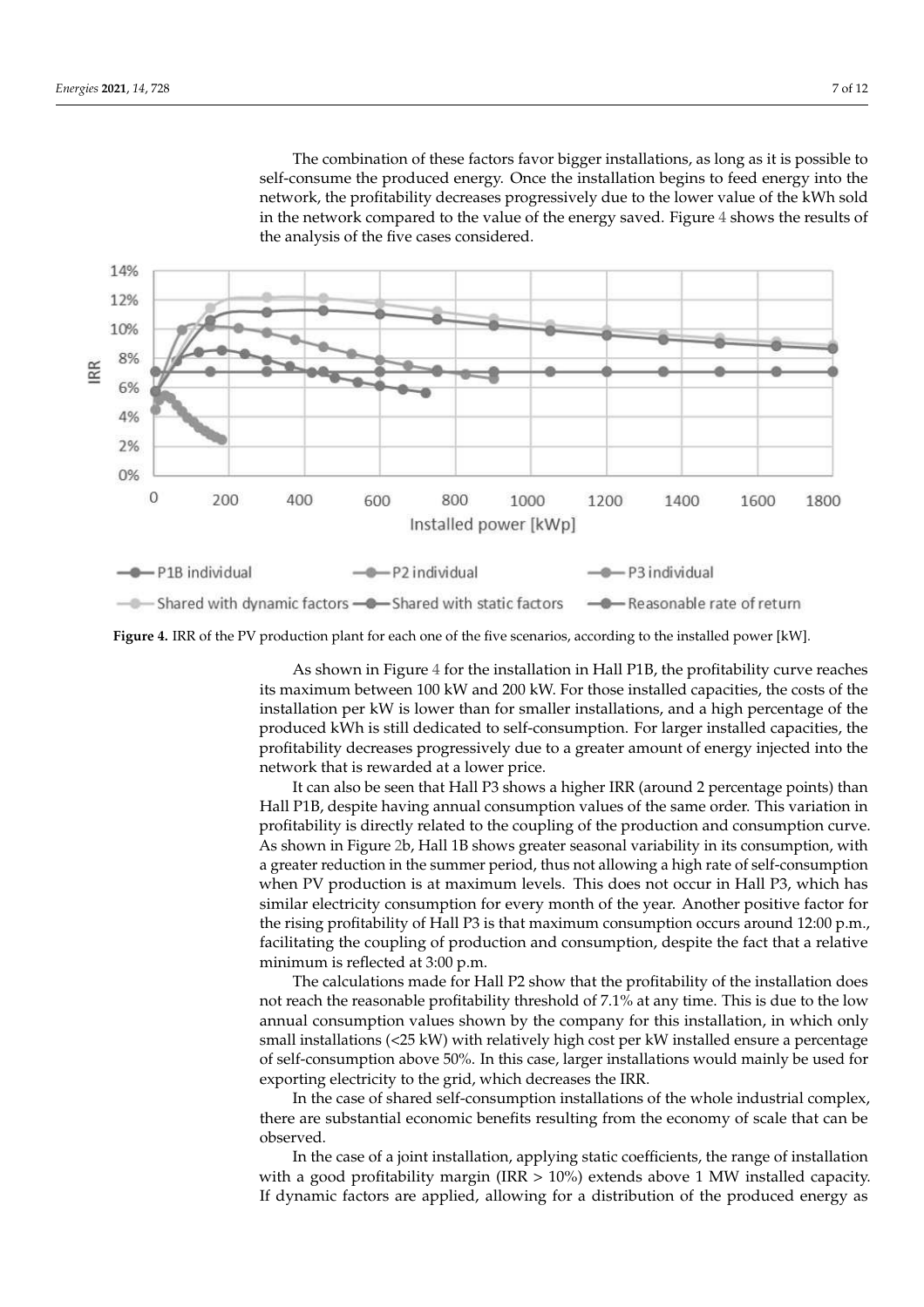The combination of these factors favor bigger installations, as long as it is possible to self-consume the produced energy. Once the installation begins to feed energy into the network, the profitability decreases progressively due to the lower value of the kWh sold in the network compared to the value of the energy saved. Figure 4 shows the results of the analysis of the five cases considered.

**Figure 4.** IRR of the PV production plant for each one of the five scenarios, according to the installed power [kW].

As shown in Figure 4 for the installation in Hall P1B, the profitability curve reaches its maximum between 100 kW and 200 kW. For those installed capacities, the costs of the installation per kW is lower than for smaller installations, and a high percentage of the produced kWh is still dedicated to self-consumption. For larger installed capacities, the profitability decreases progressively due to a greater amount of energy injected into the network that is rewarded at a lower price.

It can also be seen that Hall P3 shows a higher IRR (around 2 percentage points) than Hall P1B, despite having annual consumption values of the same order. This variation in profitability is directly related to the coupling of the production and consumption curve. As shown in Figure 2b, Hall 1B shows greater seasonal variability in its consumption, with a greater reduction in the summer period, thus not allowing a high rate of self-consumption when PV production is at maximum levels. This does not occur in Hall P3, which has similar electricity consumption for every month of the year. Another positive factor for the rising profitability of Hall P3 is that maximum consumption occurs around 12:00 p.m., facilitating the coupling of production and consumption, despite the fact that a relative minimum is reflected at 3:00 p.m.

The calculations made for Hall P2 show that the profitability of the installation does not reach the reasonable profitability threshold of 7.1% at any time. This is due to the low annual consumption values shown by the company for this installation, in which only small installations (<25 kW) with relatively high cost per kW installed ensure a percentage of self-consumption above 50%. In this case, larger installations would mainly be used for exporting electricity to the grid, which decreases the IRR.

In the case of shared self-consumption installations of the whole industrial complex, there are substantial economic benefits resulting from the economy of scale that can be observed.

In the case of a joint installation, applying static coefficients, the range of installation with a good profitability margin (IRR > 10%) extends above 1 MW installed capacity. If dynamic factors are applied, allowing for a distribution of the produced energy as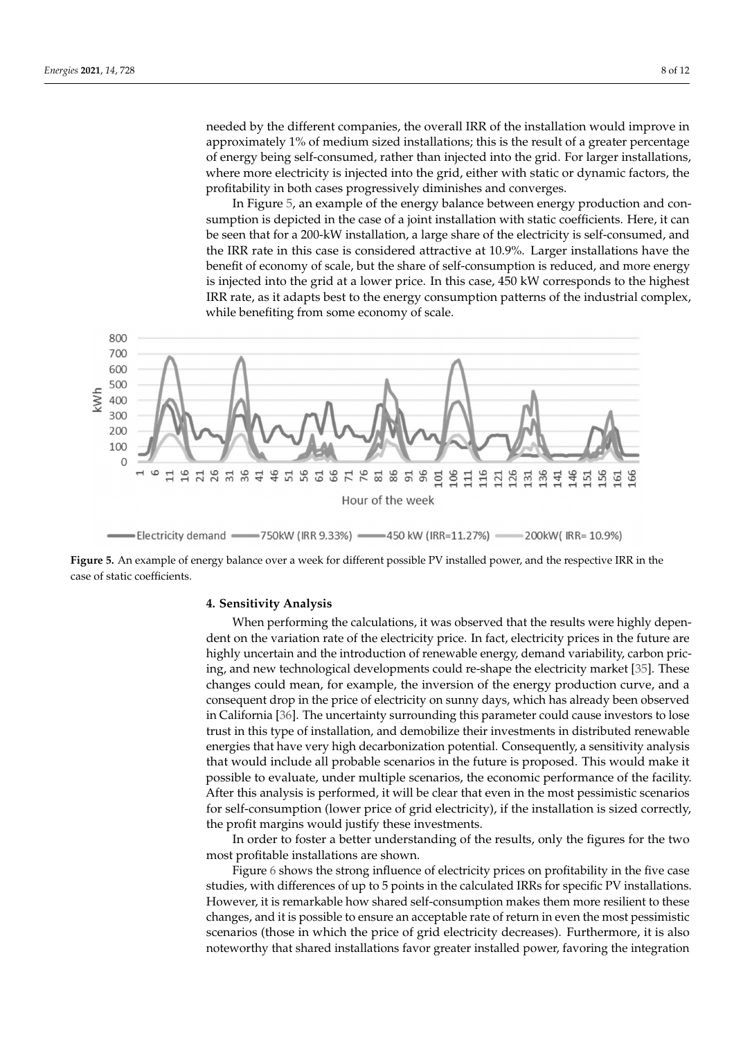needed by the different companies, the overall IRR of the installation would improve in approximately 1% of medium sized installations; this is the result of a greater percentage of energy being self-consumed, rather than injected into the grid. For larger installations, where more electricity is injected into the grid, either with static or dynamic factors, the profitability in both cases progressively diminishes and converges.

In Figure 5, an example of the energy balance between energy production and consumption is depicted in the case of a joint installation with static coefficients. Here, it can be seen that for a 200-kW installation, a large share of the electricity is self-consumed, and the IRR rate in this case is considered attractive at 10.9%. Larger installations have the benefit of economy of scale, but the share of self-consumption is reduced, and more energy is injected into the grid at a lower price. In this case, 450 kW corresponds to the highest IRR rate, as it adapts best to the energy consumption patterns of the industrial complex, while benefiting from some economy of scale.

**Figure 5.** An example of energy balance over a week for different possible PV installed power, and the respective IRR in the case of static coefficients.

## 4. Sensitivity Analysis

When performing the calculations, it was observed that the results were highly dependent on the variation rate of the electricity price. In fact, electricity prices in the future are highly uncertain and the introduction of renewable energy, demand variability, carbon pricing, and new technological developments could re-shape the electricity market [35]. These changes could mean, for example, the inversion of the energy production curve, and a consequent drop in the price of electricity on sunny days, which has already been observed in California [36]. The uncertainty surrounding this parameter could cause investors to lose trust in this type of installation, and demobilize their investments in distributed renewable energies that have very high decarbonization potential. Consequently, a sensitivity analysis that would include all probable scenarios in the future is proposed. This would make it possible to evaluate, under multiple scenarios, the economic performance of the facility. After this analysis is performed, it will be clear that even in the most pessimistic scenarios for self-consumption (lower price of grid electricity), if the installation is sized correctly, the profit margins would justify these investments.

In order to foster a better understanding of the results, only the figures for the two most profitable installations are shown.

Figure 6 shows the strong influence of electricity prices on profitability in the five case studies, with differences of up to 5 points in the calculated IRRs for specific PV installations. However, it is remarkable how shared self-consumption makes them more resilient to these changes, and it is possible to ensure an acceptable rate of return in even the most pessimistic scenarios (those in which the price of grid electricity decreases). Furthermore, it is also noteworthy that shared installations favor greater installed power, favoring the integration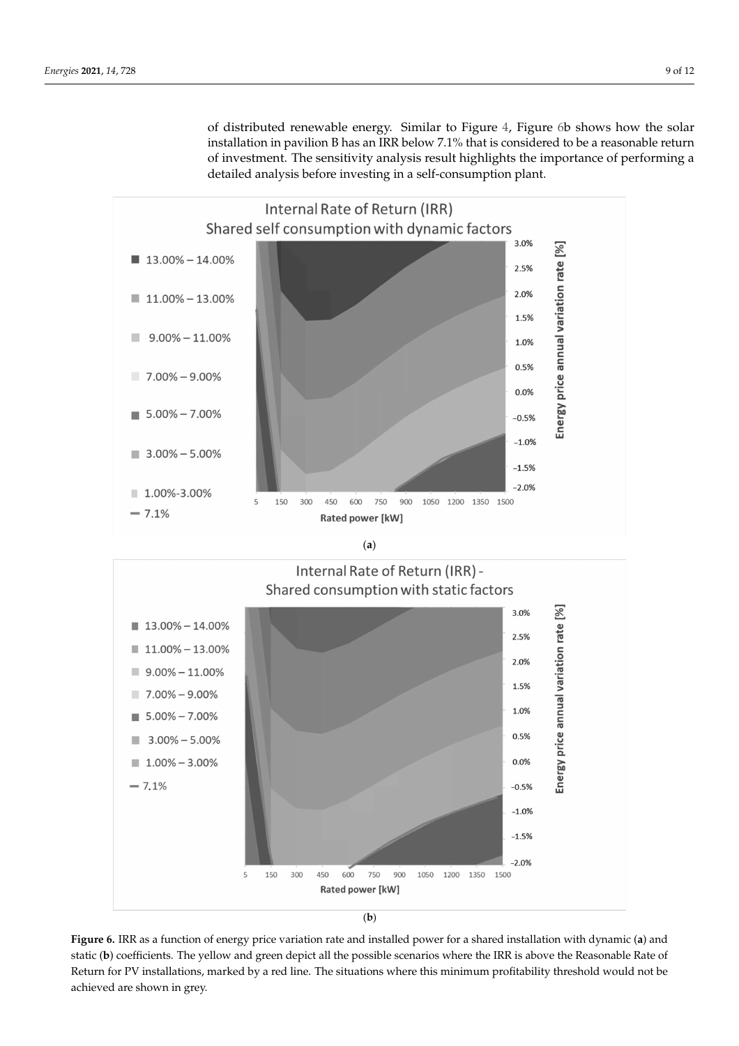of distributed renewable energy. Similar to Figure 4, Figure 6b shows how the solar installation in pavilion B has an IRR below 7.1% that is considered to be a reasonable return of investment. The sensitivity analysis result highlights the importance of performing a detailed analysis before investing in a self-consumption plant.

(**a**)

(**b**)

**Figure 6.** IRR as a function of energy price variation rate and installed power for a shared installation with dynamic (**a**) and static (**b**) coefficients. The yellow and green depict all the possible scenarios where the IRR is above the Reasonable Rate of Return for PV installations, marked by a red line. The situations where this minimum profitability threshold would not be achieved are shown in grey.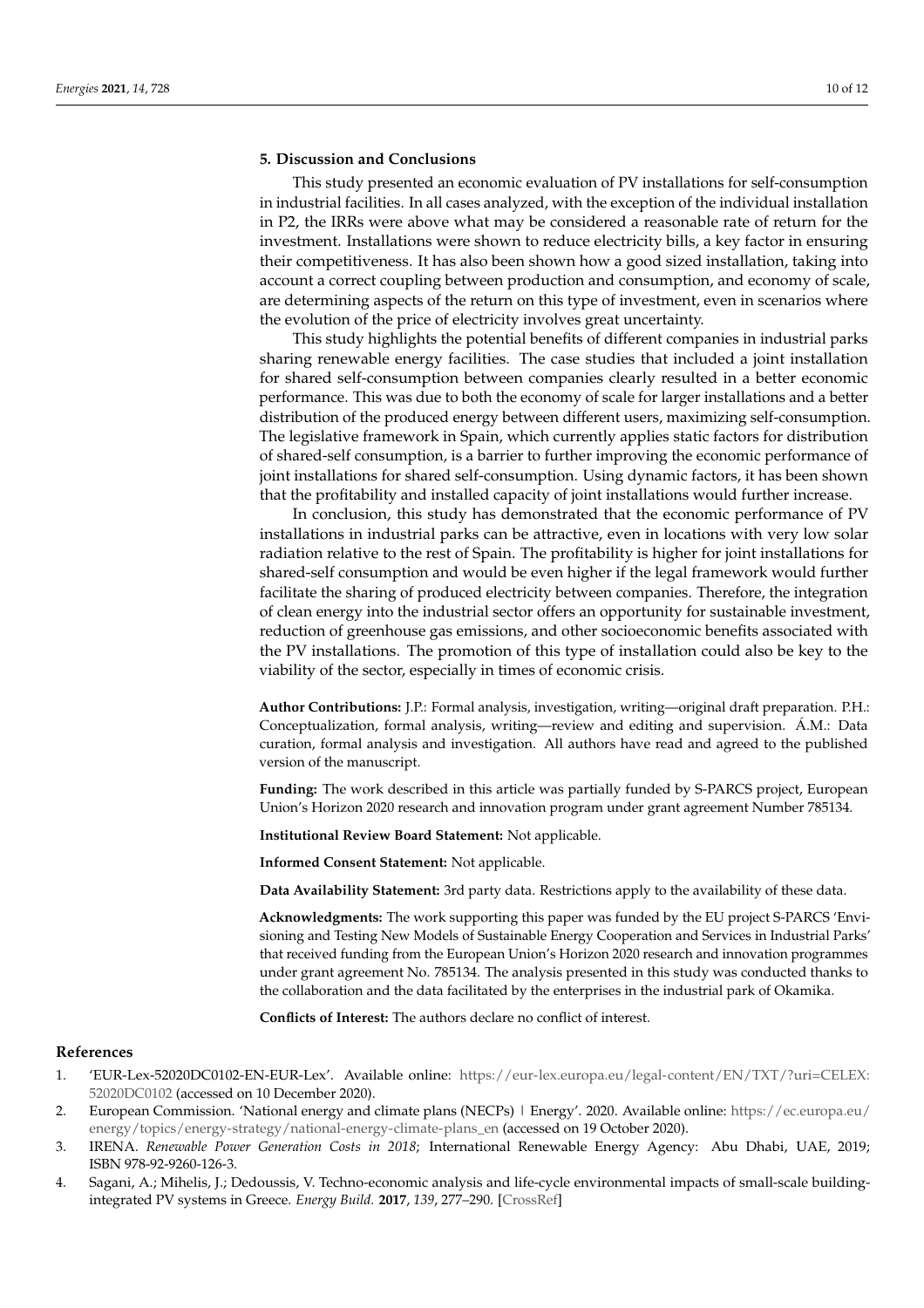## 5. Discussion and Conclusions

This study presented an economic evaluation of PV installations for self-consumption in industrial facilities. In all cases analyzed, with the exception of the individual installation in P2, the IRRs were above what may be considered a reasonable rate of return for the investment. Installations were shown to reduce electricity bills, a key factor in ensuring their competitiveness. It has also been shown how a good sized installation, taking into account a correct coupling between production and consumption, and economy of scale, are determining aspects of the return on this type of investment, even in scenarios where the evolution of the price of electricity involves great uncertainty.

This study highlights the potential benefits of different companies in industrial parks sharing renewable energy facilities. The case studies that included a joint installation for shared self-consumption between companies clearly resulted in a better economic performance. This was due to both the economy of scale for larger installations and a better distribution of the produced energy between different users, maximizing self-consumption. The legislative framework in Spain, which currently applies static factors for distribution of shared-self consumption, is a barrier to further improving the economic performance of joint installations for shared self-consumption. Using dynamic factors, it has been shown that the profitability and installed capacity of joint installations would further increase.

In conclusion, this study has demonstrated that the economic performance of PV installations in industrial parks can be attractive, even in locations with very low solar radiation relative to the rest of Spain. The profitability is higher for joint installations for shared-self consumption and would be even higher if the legal framework would further facilitate the sharing of produced electricity between companies. Therefore, the integration of clean energy into the industrial sector offers an opportunity for sustainable investment, reduction of greenhouse gas emissions, and other socioeconomic benefits associated with the PV installations. The promotion of this type of installation could also be key to the viability of the sector, especially in times of economic crisis.

**Author Contributions:** J.P.: Formal analysis, investigation, writing—original draft preparation. P.H.: Conceptualization, formal analysis, writing—review and editing and supervision. Á.M.: Data curation, formal analysis and investigation. All authors have read and agreed to the published version of the manuscript.

**Funding:** The work described in this article was partially funded by S-PARCS project, European Union's Horizon 2020 research and innovation program under grant agreement Number 785134.

**Institutional Review Board Statement:** Not applicable.

**Informed Consent Statement:** Not applicable.

**Data Availability Statement:** 3rd party data. Restrictions apply to the availability of these data.

**Acknowledgments:** The work supporting this paper was funded by the EU project S-PARCS 'Envisioning and Testing New Models of Sustainable Energy Cooperation and Services in Industrial Parks' that received funding from the European Union's Horizon 2020 research and innovation programmes under grant agreement No. 785134. The analysis presented in this study was conducted thanks to the collaboration and the data facilitated by the enterprises in the industrial park of Okamika.

**Conflicts of Interest:** The authors declare no conflict of interest.

## References

1. 'EUR-Lex-52020DC0102-EN-EUR-Lex'. Available online: https://eur-lex.europa.eu/legal-content/EN/TXT/?uri=CELEX:52020DC0102 (accessed on 10 December 2020).
2. European Commission. 'National energy and climate plans (NECPs) | Energy'. 2020. Available online: https://ec.europa.eu/energy/topics/energy-strategy/national-energy-climate-plans_en (accessed on 19 October 2020).
3. IRENA. *Renewable Power Generation Costs in 2018*; International Renewable Energy Agency: Abu Dhabi, UAE, 2019; ISBN 978-92-9260-126-3.
4. Sagani, A.; Mihelis, J.; Dedoussis, V. Techno-economic analysis and life-cycle environmental impacts of small-scale building-integrated PV systems in Greece. *Energy Build.* **2017**, *139*, 277–290. [CrossRef]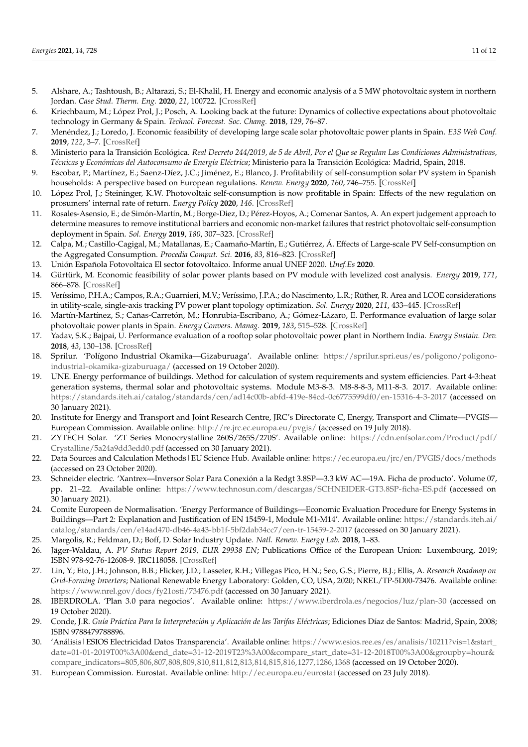5. Alshare, A.; Tashtoush, B.; Altarazi, S.; El-Khalil, H. Energy and economic analysis of a 5 MW photovoltaic system in northern Jordan. *Case Stud. Therm. Eng.* **2020**, *21*, 100722. [CrossRef]
6. Kriechbaum, M.; López Prol, J.; Posch, A. Looking back at the future: Dynamics of collective expectations about photovoltaic technology in Germany & Spain. *Technol. Forecast. Soc. Chang.* **2018**, *129*, 76–87.
7. Menéndez, J.; Loredo, J. Economic feasibility of developing large scale solar photovoltaic power plants in Spain. *E3S Web Conf.* **2019**, *122*, 3–7. [CrossRef]
8. Ministerio para la Transición Ecológica. *Real Decreto 244/2019, de 5 de Abril, Por el Que se Regulan Las Condiciones Administrativas, Técnicas y Económicas del Autoconsumo de Energía Eléctrica*; Ministerio para la Transición Ecológica: Madrid, Spain, 2018.
9. Escobar, P.; Martínez, E.; Saenz-Díez, J.C.; Jiménez, E.; Blanco, J. Profitability of self-consumption solar PV system in Spanish households: A perspective based on European regulations. *Renew. Energy* **2020**, *160*, 746–755. [CrossRef]
10. López Prol, J.; Steininger, K.W. Photovoltaic self-consumption is now profitable in Spain: Effects of the new regulation on prosumers' internal rate of return. *Energy Policy* **2020**, *146*. [CrossRef]
11. Rosales-Asensio, E.; de Simón-Martín, M.; Borge-Diez, D.; Pérez-Hoyos, A.; Comenar Santos, A. An expert judgement approach to determine measures to remove institutional barriers and economic non-market failures that restrict photovoltaic self-consumption deployment in Spain. *Sol. Energy* **2019**, *180*, 307–323. [CrossRef]
12. Calpa, M.; Castillo-Cagigal, M.; Matallanas, E.; Caamaño-Martín, E.; Gutiérrez, Á. Effects of Large-scale PV Self-consumption on the Aggregated Consumption. *Procedia Comput. Sci.* **2016**, *83*, 816–823. [CrossRef]
13. Unión Española Fotovoltaica El sector fotovoltaico. Informe anual UNEF 2020. *Unef.Es* **2020**.
14. Gürtürk, M. Economic feasibility of solar power plants based on PV module with levelized cost analysis. *Energy* **2019**, *171*, 866–878. [CrossRef]
15. Veríssimo, P.H.A.; Campos, R.A.; Guarnieri, M.V.; Veríssimo, J.P.A.; do Nascimento, L.R.; Rüther, R. Area and LCOE considerations in utility-scale, single-axis tracking PV power plant topology optimization. *Sol. Energy* **2020**, *211*, 433–445. [CrossRef]
16. Martín-Martínez, S.; Cañas-Carretón, M.; Honrubia-Escribano, A.; Gómez-Lázaro, E. Performance evaluation of large solar photovoltaic power plants in Spain. *Energy Convers. Manag.* **2019**, *183*, 515–528. [CrossRef]
17. Yadav, S.K.; Bajpai, U. Performance evaluation of a rooftop solar photovoltaic power plant in Northern India. *Energy Sustain. Dev.* **2018**, *43*, 130–138. [CrossRef]
18. Sprilur. 'Polígono Industrial Okamika—Gizaburuaga'. Available online: https://sprilur.spri.eus/es/poligono/poligono-industrial-okamika-gizaburuaga/ (accessed on 19 October 2020).
19. UNE. Energy performance of buildings. Method for calculation of system requirements and system efficiencies. Part 4-3:heat generation systems, thermal solar and photovoltaic systems. Module M3-8-3. M8-8-3, M11-8-3. 2017. Available online: https://standards.iteh.ai/catalog/standards/cen/ad14c00b-abfd-419e-84cd-0c6775599df0/en-15316-4-3-2017 (accessed on 30 January 2021).
20. Institute for Energy and Transport and Joint Research Centre, JRC's Directorate C, Energy, Transport and Climate—PVGIS—European Commission. Available online: http://re.jrc.ec.europa.eu/pvgis/ (accessed on 19 July 2018).
21. ZYTECH Solar. 'ZT Series Monocrystalline 260S/265S/270S'. Available online: https://cdn.enfsolar.com/Product/pdf/Crystalline/5a24a9dd3edd0.pdf (accessed on 30 January 2021).
22. Data Sources and Calculation Methods | EU Science Hub. Available online: https://ec.europa.eu/jrc/en/PVGIS/docs/methods (accessed on 23 October 2020).
23. Schneider electric. 'Xantrex—Inversor Solar Para Conexión a la Redgt 3.8SP—3.3 kW AC—19A. Ficha de producto'. Volume 07, pp. 21–22. Available online: https://www.technosun.com/descargas/SCHNEIDER-GT3.8SP-ficha-ES.pdf (accessed on 30 January 2021).
24. Comite Europeen de Normalisation. 'Energy Performance of Buildings—Economic Evaluation Procedure for Energy Systems in Buildings—Part 2: Explanation and Justification of EN 15459-1, Module M1-M14'. Available online: https://standards.iteh.ai/catalog/standards/cen/e14ad470-db46-4a43-bb1f-5bf2dab34cc7/cen-tr-15459-2-2017 (accessed on 30 January 2021).
25. Margolis, R.; Feldman, D.; Boff, D. Solar Industry Update. *Natl. Renew. Energy Lab.* **2018**, 1–83.
26. Jäger-Waldau, A. *PV Status Report 2019, EUR 29938 EN*; Publications Office of the European Union: Luxembourg, 2019; ISBN 978-92-76-12608-9. JRC118058. [CrossRef]
27. Lin, Y.; Eto, J.H.; Johnson, B.B.; Flicker, J.D.; Lasseter, R.H.; Villegas Pico, H.N.; Seo, G.S.; Pierre, B.J.; Ellis, A. *Research Roadmap on Grid-Forming Inverters*; National Renewable Energy Laboratory: Golden, CO, USA, 2020; NREL/TP-5D00-73476. Available online: https://www.nrel.gov/docs/fy21osti/73476.pdf (accessed on 30 January 2021).
28. IBERDROLA. 'Plan 3.0 para negocios'. Available online: https://www.iberdrola.es/negocios/luz/plan-30 (accessed on 19 October 2020).
29. Conde, J.R. *Guía Práctica Para la Interpretación y Aplicación de las Tarifas Eléctricas*; Ediciones Díaz de Santos: Madrid, Spain, 2008; ISBN 9788479788896.
30. 'Análisis | ESIOS Electricidad Datos Transparencia'. Available online: https://www.esios.ree.es/es/analisis/10211?vis=1&start_date=01-01-2019T00%3A00&end_date=31-12-2019T23%3A00&compare_start_date=31-12-2018T00%3A00&groupby=hour&compare_indicators=805,806,807,808,809,810,811,812,813,814,815,816,1277,1286,1368 (accessed on 19 October 2020).
31. European Commission. Eurostat. Available online: http://ec.europa.eu/eurostat (accessed on 23 July 2018).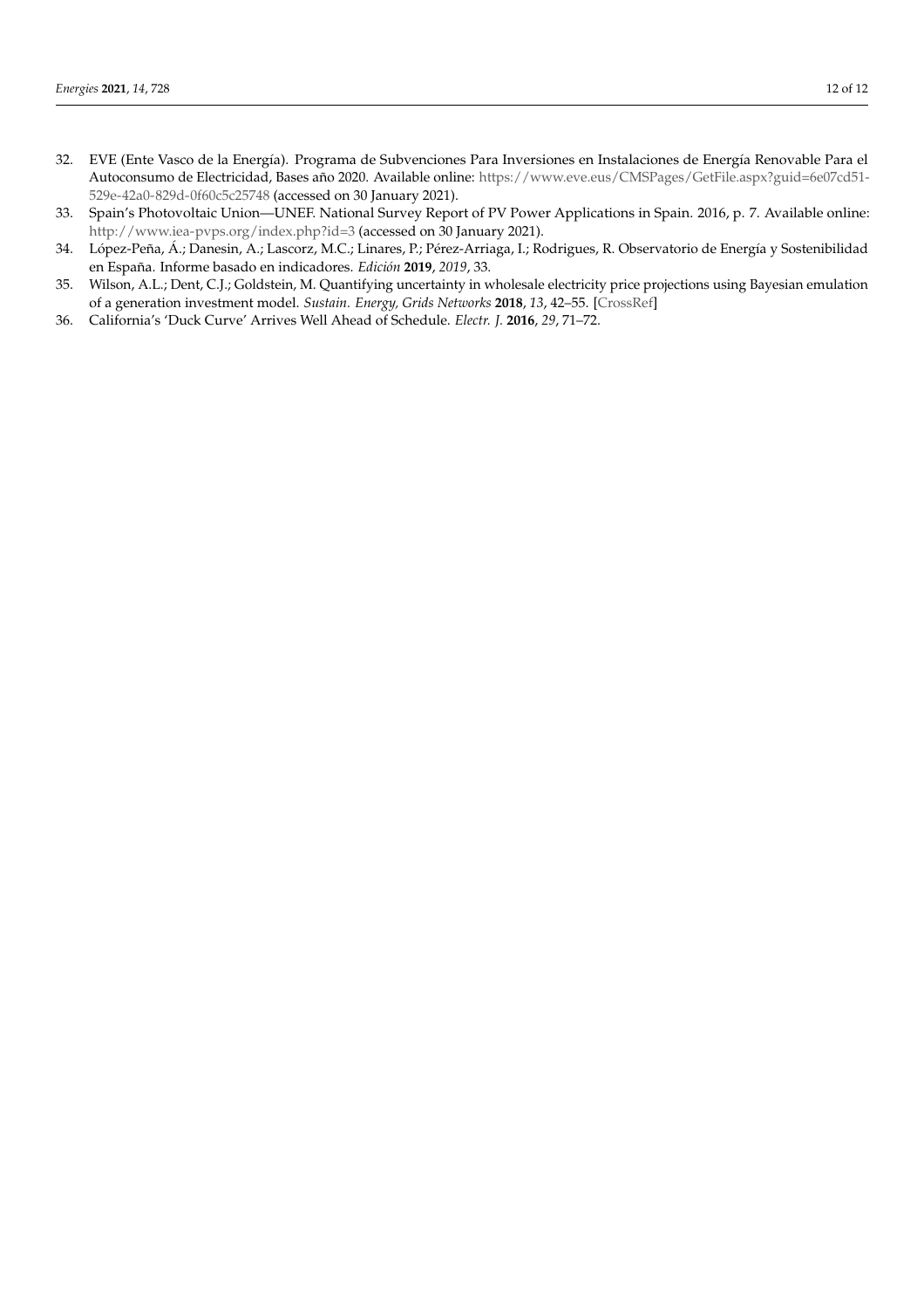32. EVE (Ente Vasco de la Energía). Programa de Subvenciones Para Inversiones en Instalaciones de Energía Renovable Para el Autoconsumo de Electricidad, Bases año 2020. Available online: https://www.eve.eus/CMSPages/GetFile.aspx?guid=6e07cd51-529e-42a0-829d-0f60c5c25748 (accessed on 30 January 2021).
33. Spain's Photovoltaic Union—UNEF. National Survey Report of PV Power Applications in Spain. 2016, p. 7. Available online: http://www.iea-pvps.org/index.php?id=3 (accessed on 30 January 2021).
34. López-Peña, Á.; Danesin, A.; Lascorz, M.C.; Linares, P.; Pérez-Arriaga, I.; Rodrigues, R. Observatorio de Energía y Sostenibilidad en España. Informe basado en indicadores. *Edición* **2019**, *2019*, 33.
35. Wilson, A.L.; Dent, C.J.; Goldstein, M. Quantifying uncertainty in wholesale electricity price projections using Bayesian emulation of a generation investment model. *Sustain. Energy, Grids Networks* **2018**, *13*, 42–55. [CrossRef]
36. California's 'Duck Curve' Arrives Well Ahead of Schedule. *Electr. J.* **2016**, *29*, 71–72.